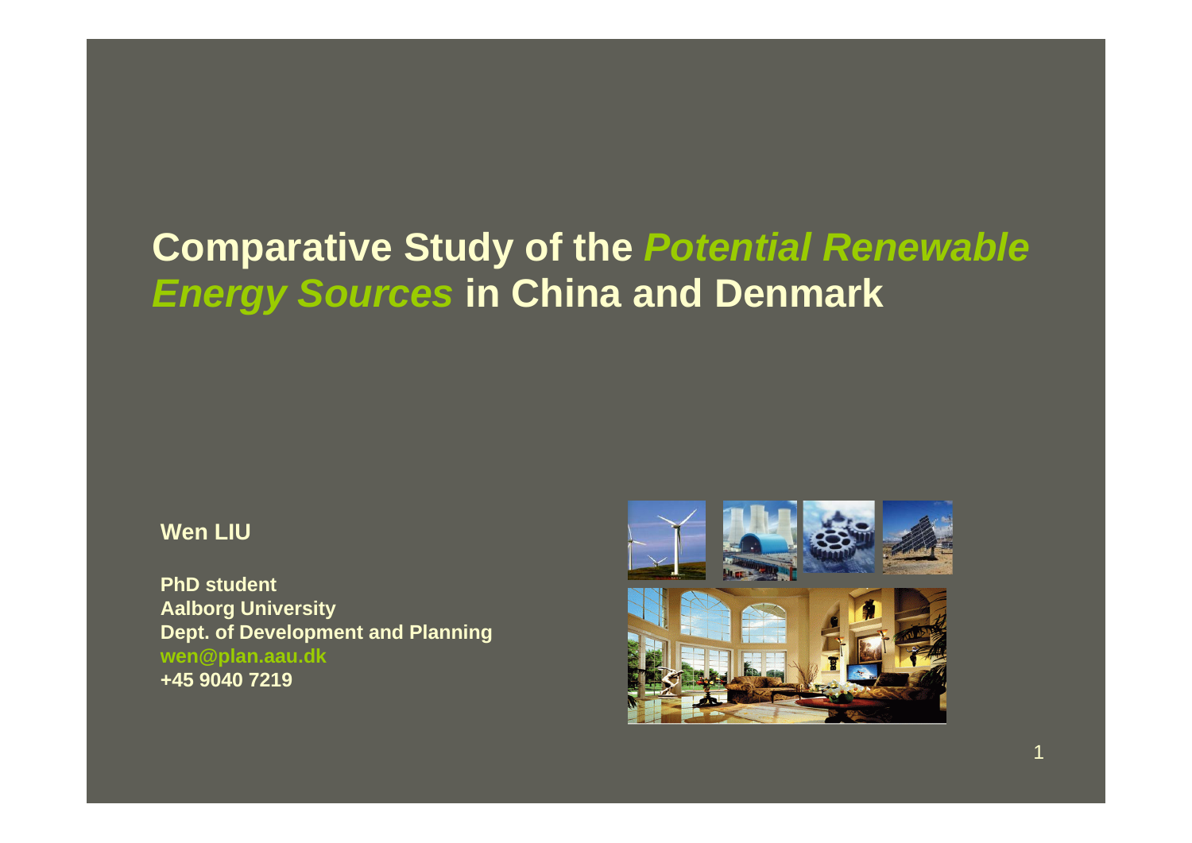# Comparative Study of the *Potential Renewable Energy Sources* in China and Denmark

**Wen LIU**

**PhD student**
**Aalborg University**
**Dept. of Development and Planning**
**wen@plan.aau.dk**
**+45 9040 7219**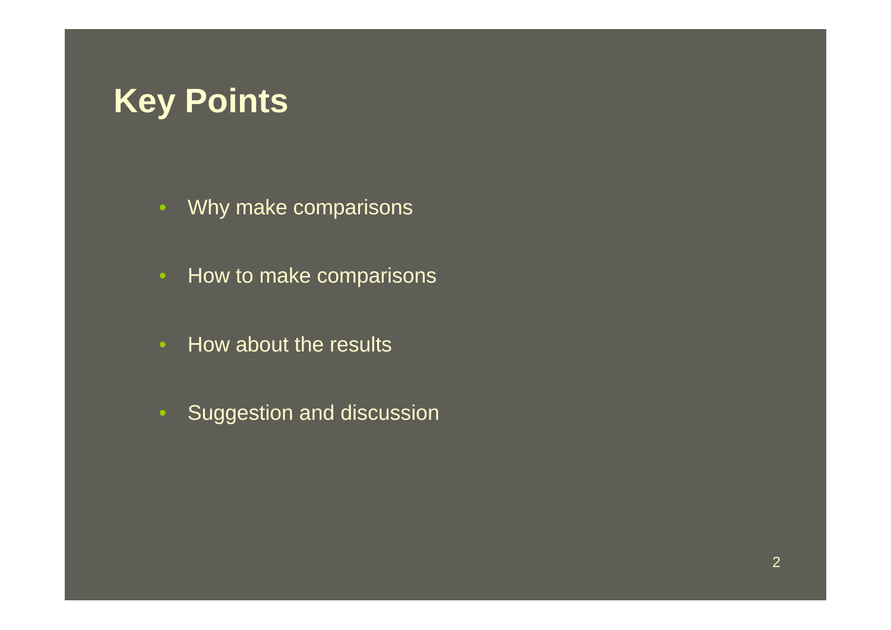# Key Points

- Why make comparisons
- How to make comparisons
- How about the results
- Suggestion and discussion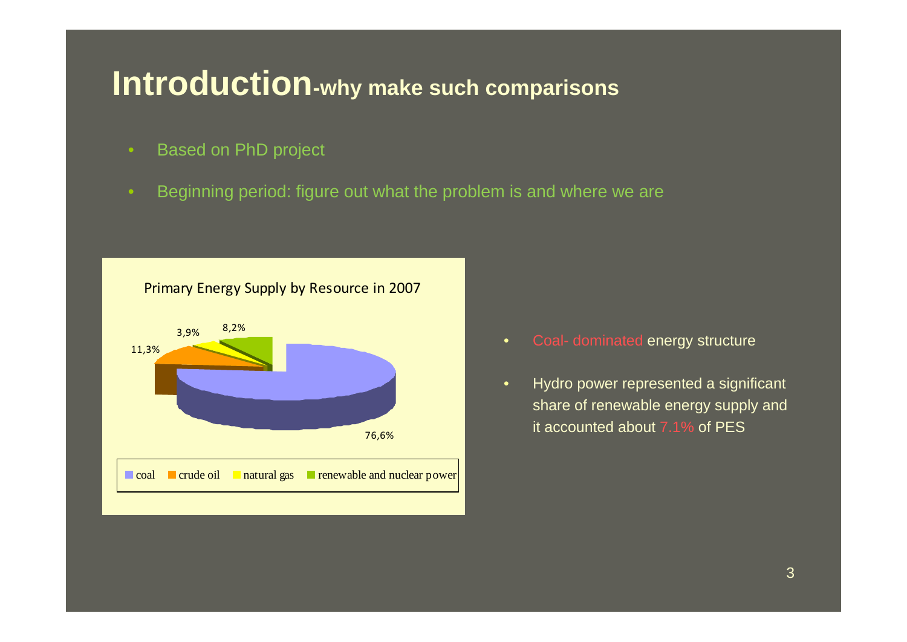# Introduction-why make such comparisons

- Based on PhD project
- Beginning period: figure out what the problem is and where we are

Primary Energy Supply by Resource in 2007

| Resource | Share |
| --- | --- |
| coal | 76,6% |
| crude oil | 11,3% |
| natural gas | 3,9% |
| renewable and nuclear power | 8,2% |

- Coal- dominated energy structure
- Hydro power represented a significant share of renewable energy supply and it accounted about 7.1% of PES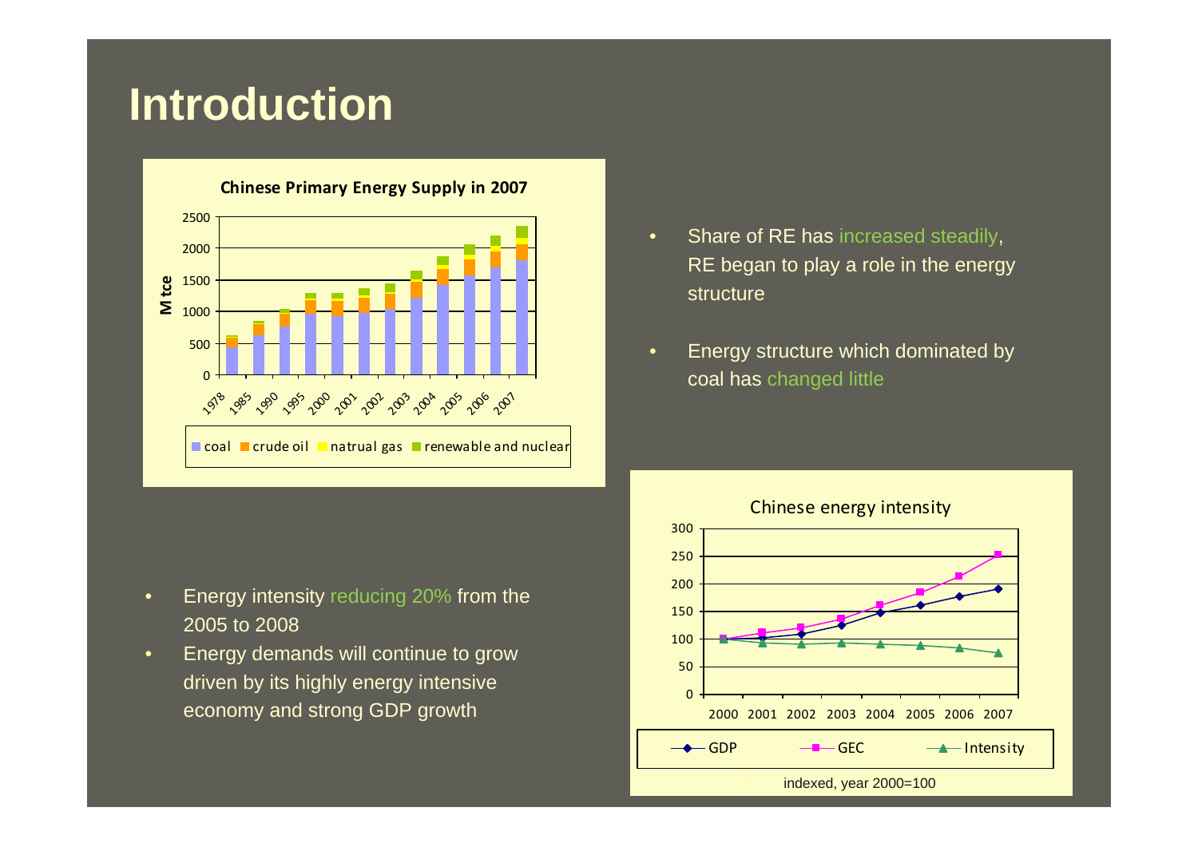# Introduction

- Share of RE has increased steadily, RE began to play a role in the energy structure
- Energy structure which dominated by coal has changed little

- Energy intensity reducing 20% from the 2005 to 2008
- Energy demands will continue to grow driven by its highly energy intensive economy and strong GDP growth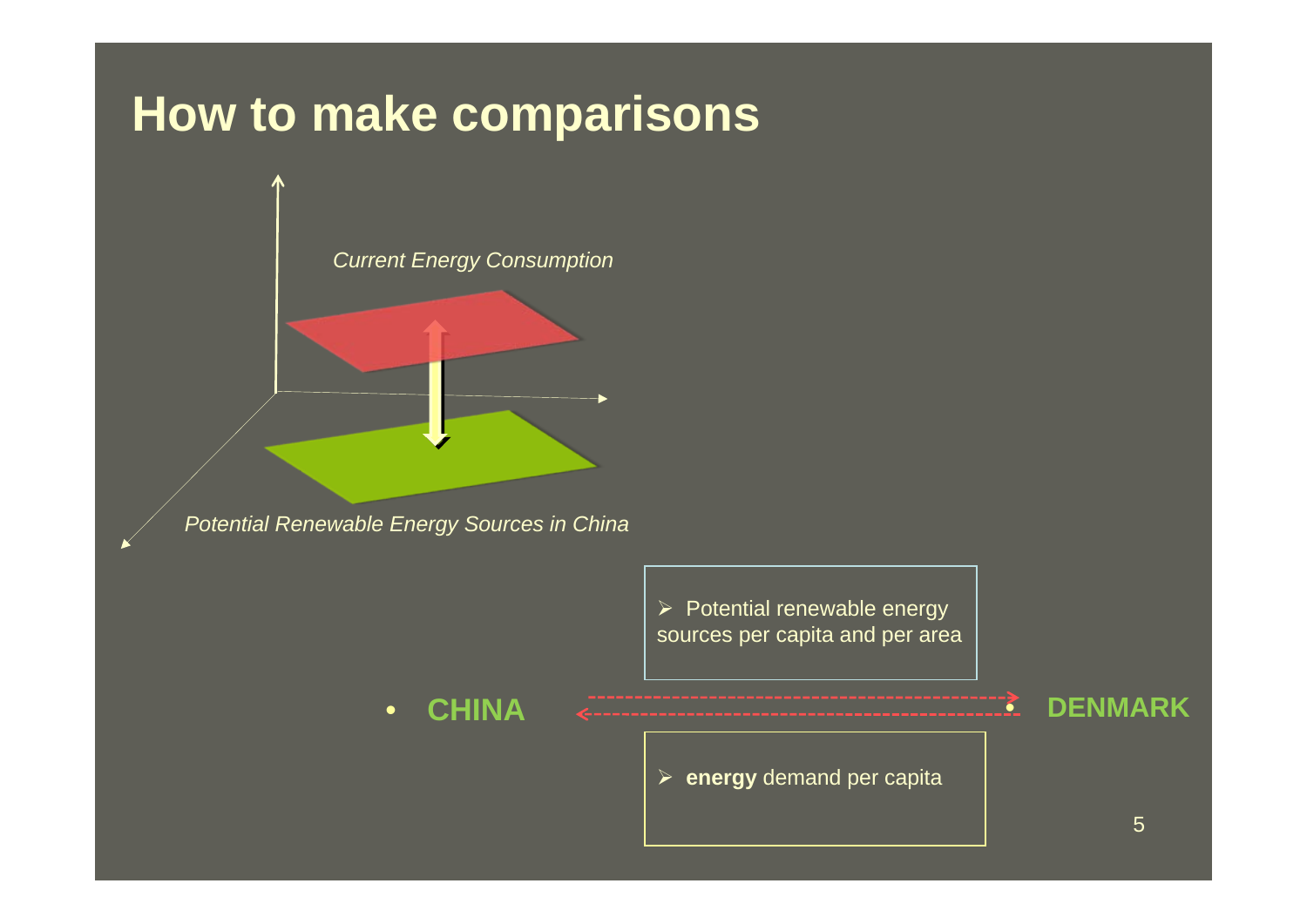# How to make comparisons

*Current Energy Consumption*

*Potential Renewable Energy Sources in China*

- Potential renewable energy sources per capita and per area

- **CHINA**
- **DENMARK**

- **energy** demand per capita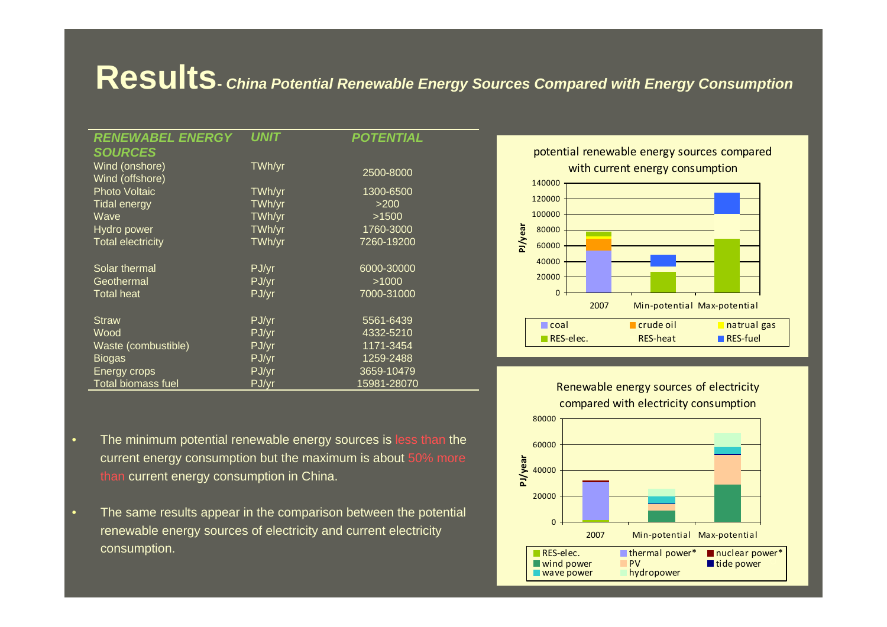# Results- *China Potential Renewable Energy Sources Compared with Energy Consumption*

| *RENEWABEL ENERGY SOURCES* | *UNIT* | *POTENTIAL* |
|---|---|---|
| Wind (onshore) Wind (offshore) | TWh/yr | 2500-8000 |
| Photo Voltaic | TWh/yr | 1300-6500 |
| Tidal energy | TWh/yr | >200 |
| Wave | TWh/yr | >1500 |
| Hydro power | TWh/yr | 1760-3000 |
| Total electricity | TWh/yr | 7260-19200 |
| | | |
| Solar thermal | PJ/yr | 6000-30000 |
| Geothermal | PJ/yr | >1000 |
| Total heat | PJ/yr | 7000-31000 |
| | | |
| Straw | PJ/yr | 5561-6439 |
| Wood | PJ/yr | 4332-5210 |
| Waste (combustible) | PJ/yr | 1171-3454 |
| Biogas | PJ/yr | 1259-2488 |
| Energy crops | PJ/yr | 3659-10479 |
| Total biomass fuel | PJ/yr | 15981-28070 |

- The minimum potential renewable energy sources is less than the current energy consumption but the maximum is about 50% more than current energy consumption in China.
- The same results appear in the comparison between the potential renewable energy sources of electricity and current electricity consumption.

potential renewable energy sources compared with current energy consumption

Renewable energy sources of electricity compared with electricity consumption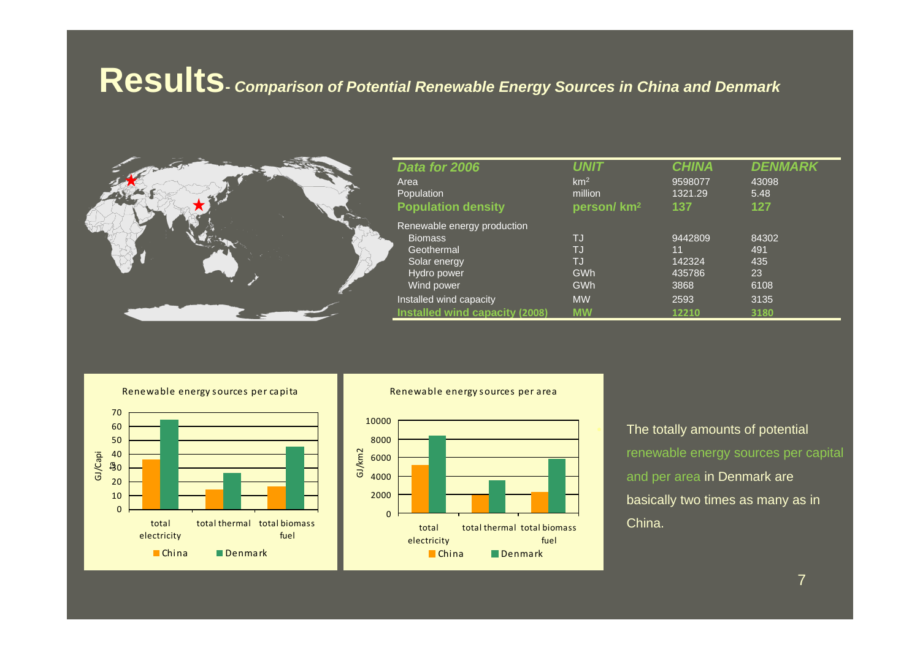# Results- *Comparison of Potential Renewable Energy Sources in China and Denmark*

| *Data for 2006* | *UNIT* | *CHINA* | *DENMARK* |
|---|---|---|---|
| Area | $km^2$ | 9598077 | 43098 |
| Population | million | 1321.29 | 5.48 |
| **Population density** | **person/ $km^2$** | **137** | **127** |
| Renewable energy production | | | |
| Biomass | TJ | 9442809 | 84302 |
| Geothermal | TJ | 11 | 491 |
| Solar energy | TJ | 142324 | 435 |
| Hydro power | GWh | 435786 | 23 |
| Wind power | GWh | 3868 | 6108 |
| Installed wind capacity | MW | 2593 | 3135 |
| **Installed wind capacity (2008)** | **MW** | **12210** | **3180** |

Renewable energy sources per capita

Renewable energy sources per area

The totally amounts of potential renewable energy sources per capital and per area in Denmark are basically two times as many as in China.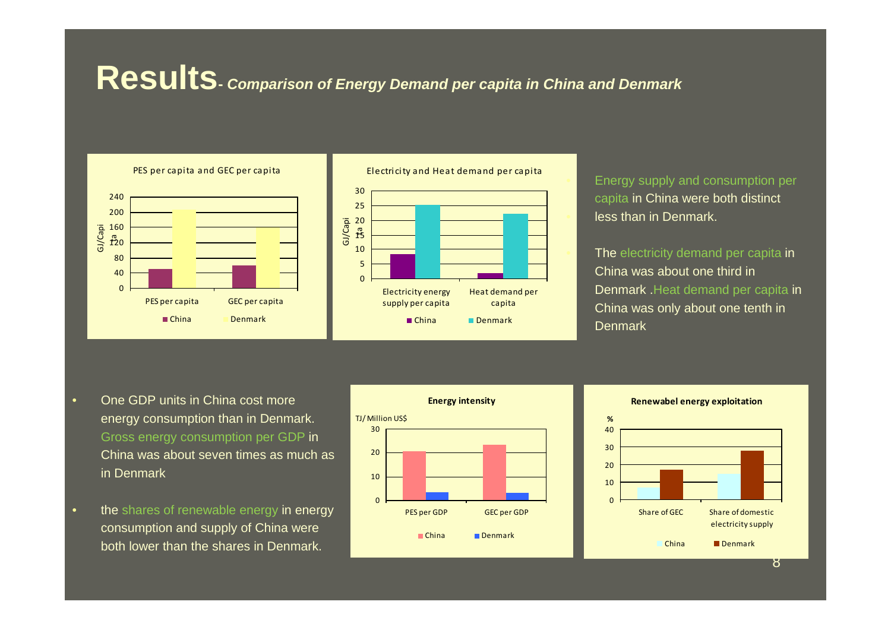# Results- *Comparison of Energy Demand per capita in China and Denmark*

- Energy supply and consumption per capita in China were both distinct less than in Denmark.
- The electricity demand per capita in China was about one third in Denmark .Heat demand per capita in China was only about one tenth in Denmark

- One GDP units in China cost more energy consumption than in Denmark. Gross energy consumption per GDP in China was about seven times as much as in Denmark
- the shares of renewable energy in energy consumption and supply of China were both lower than the shares in Denmark.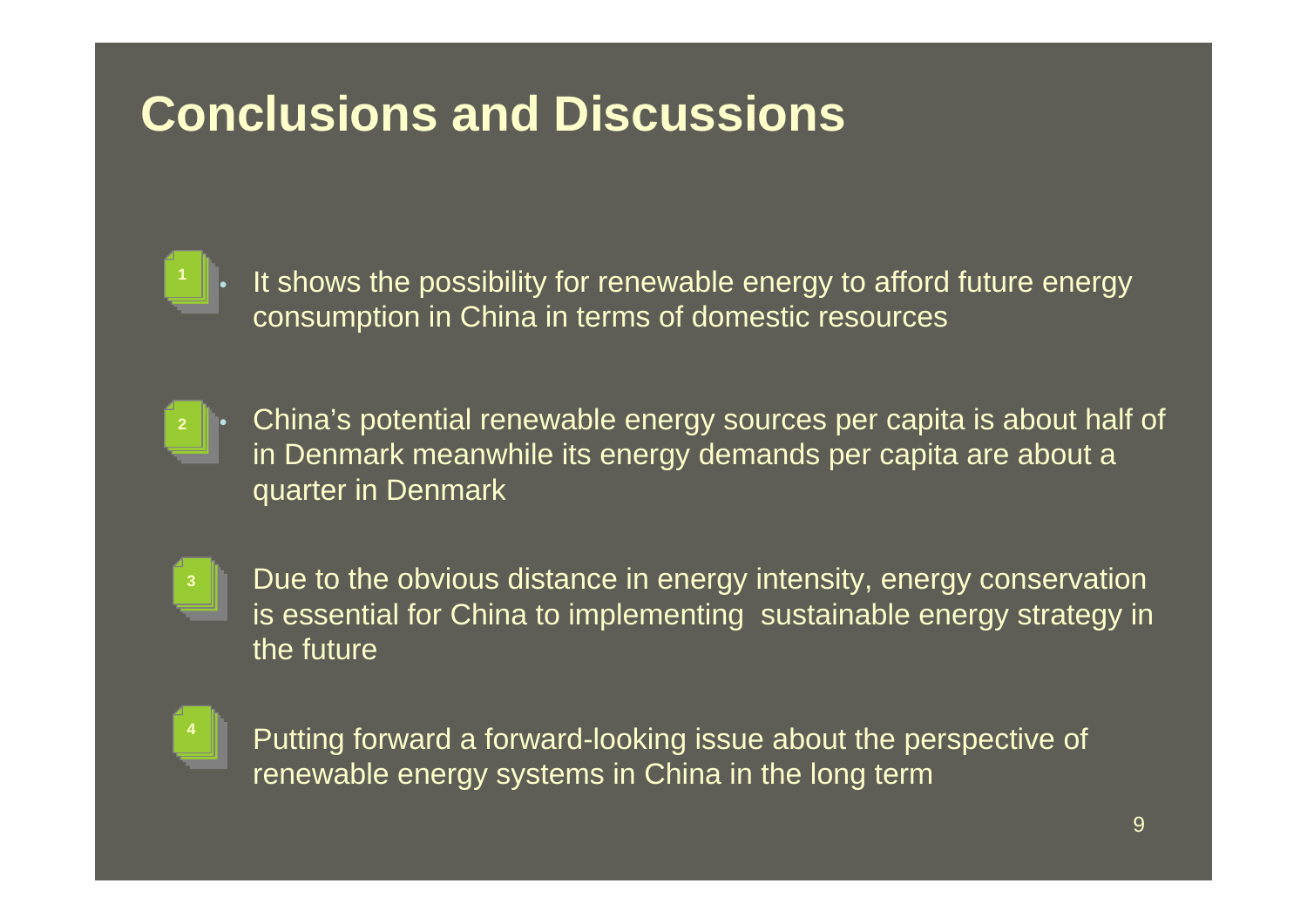# Conclusions and Discussions

1. It shows the possibility for renewable energy to afford future energy consumption in China in terms of domestic resources

2. China's potential renewable energy sources per capita is about half of in Denmark meanwhile its energy demands per capita are about a quarter in Denmark

3. Due to the obvious distance in energy intensity, energy conservation is essential for China to implementing sustainable energy strategy in the future

4. Putting forward a forward-looking issue about the perspective of renewable energy systems in China in the long term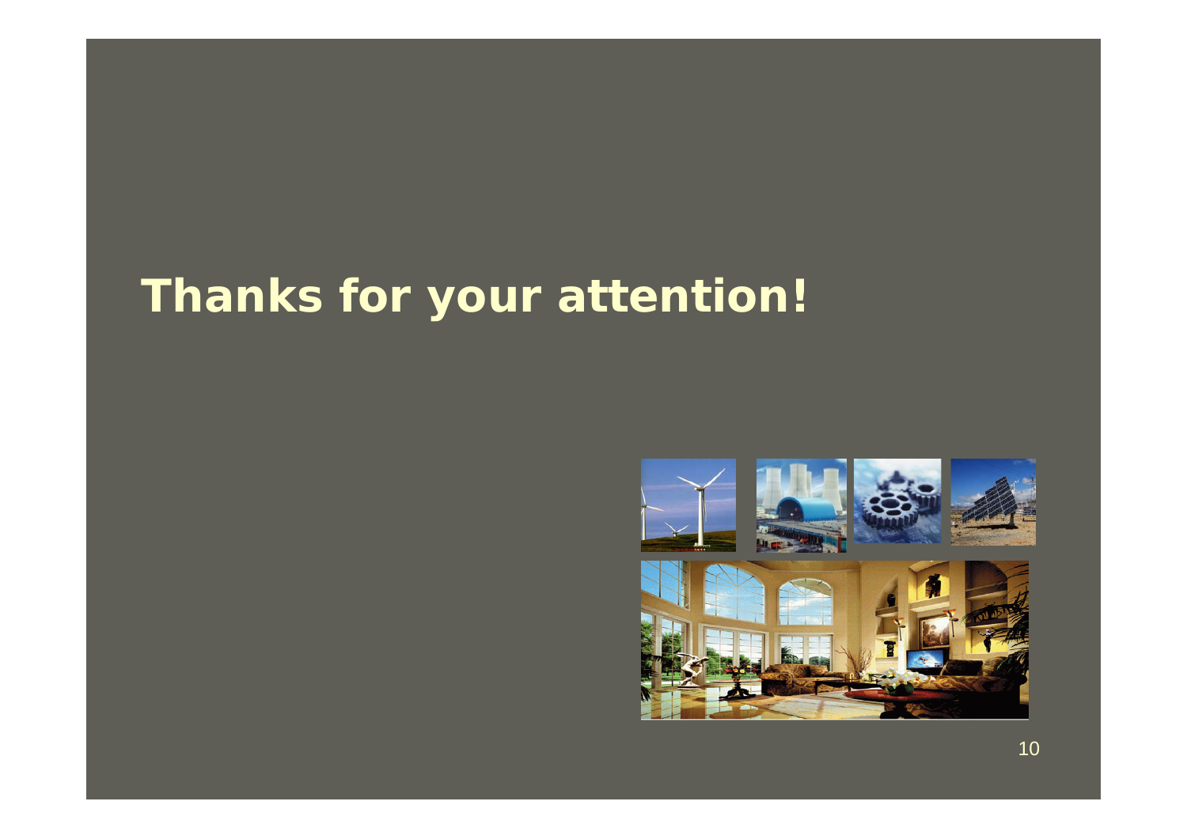# Thanks for your attention!